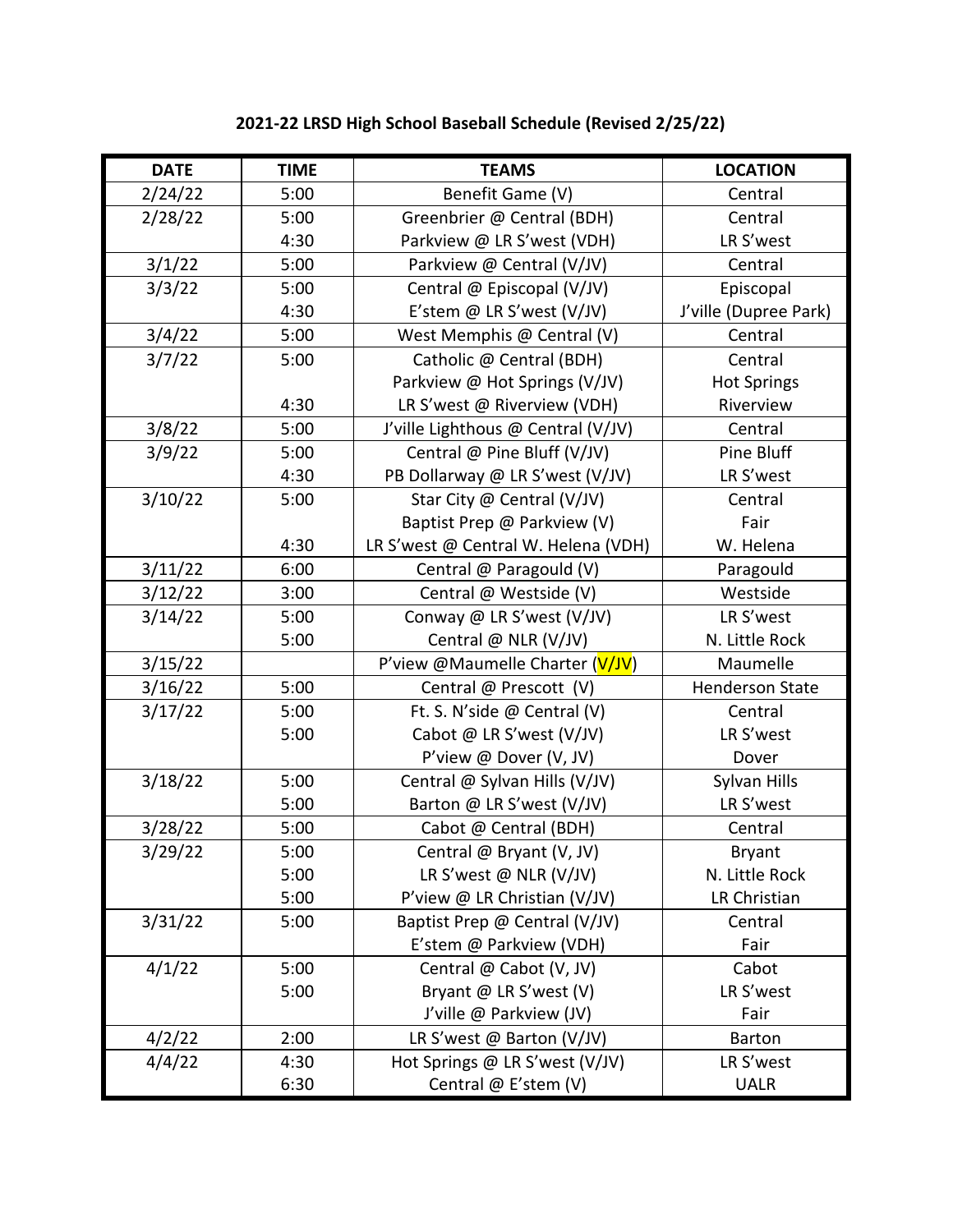**2021-22 LRSD High School Baseball Schedule (Revised 2/25/22)**

| DATE | TIME | TEAMS | LOCATION |
|---|---|---|---|
| 2/24/22 | 5:00 | Benefit Game (V) | Central |
| 2/28/22 | 5:00 | Greenbrier @ Central (BDH) | Central |
| | 4:30 | Parkview @ LR S'west (VDH) | LR S'west |
| 3/1/22 | 5:00 | Parkview @ Central (V/JV) | Central |
| 3/3/22 | 5:00 | Central @ Episcopal (V/JV) | Episcopal |
| | 4:30 | E'stem @ LR S'west (V/JV) | J'ville (Dupree Park) |
| 3/4/22 | 5:00 | West Memphis @ Central (V) | Central |
| 3/7/22 | 5:00 | Catholic @ Central (BDH) | Central |
| | | Parkview @ Hot Springs (V/JV) | Hot Springs |
| | 4:30 | LR S'west @ Riverview (VDH) | Riverview |
| 3/8/22 | 5:00 | J'ville Lighthous @ Central (V/JV) | Central |
| 3/9/22 | 5:00 | Central @ Pine Bluff (V/JV) | Pine Bluff |
| | 4:30 | PB Dollarway @ LR S'west (V/JV) | LR S'west |
| 3/10/22 | 5:00 | Star City @ Central (V/JV) | Central |
| | | Baptist Prep @ Parkview (V) | Fair |
| | 4:30 | LR S'west @ Central W. Helena (VDH) | W. Helena |
| 3/11/22 | 6:00 | Central @ Paragould (V) | Paragould |
| 3/12/22 | 3:00 | Central @ Westside (V) | Westside |
| 3/14/22 | 5:00 | Conway @ LR S'west (V/JV) | LR S'west |
| | 5:00 | Central @ NLR (V/JV) | N. Little Rock |
| 3/15/22 | | P'view @Maumelle Charter (V/JV) | Maumelle |
| 3/16/22 | 5:00 | Central @ Prescott (V) | Henderson State |
| 3/17/22 | 5:00 | Ft. S. N'side @ Central (V) | Central |
| | 5:00 | Cabot @ LR S'west (V/JV) | LR S'west |
| | | P'view @ Dover (V, JV) | Dover |
| 3/18/22 | 5:00 | Central @ Sylvan Hills (V/JV) | Sylvan Hills |
| | 5:00 | Barton @ LR S'west (V/JV) | LR S'west |
| 3/28/22 | 5:00 | Cabot @ Central (BDH) | Central |
| 3/29/22 | 5:00 | Central @ Bryant (V, JV) | Bryant |
| | 5:00 | LR S'west @ NLR (V/JV) | N. Little Rock |
| | 5:00 | P'view @ LR Christian (V/JV) | LR Christian |
| 3/31/22 | 5:00 | Baptist Prep @ Central (V/JV) | Central |
| | | E'stem @ Parkview (VDH) | Fair |
| 4/1/22 | 5:00 | Central @ Cabot (V, JV) | Cabot |
| | 5:00 | Bryant @ LR S'west (V) | LR S'west |
| | | J'ville @ Parkview (JV) | Fair |
| 4/2/22 | 2:00 | LR S'west @ Barton (V/JV) | Barton |
| 4/4/22 | 4:30 | Hot Springs @ LR S'west (V/JV) | LR S'west |
| | 6:30 | Central @ E'stem (V) | UALR |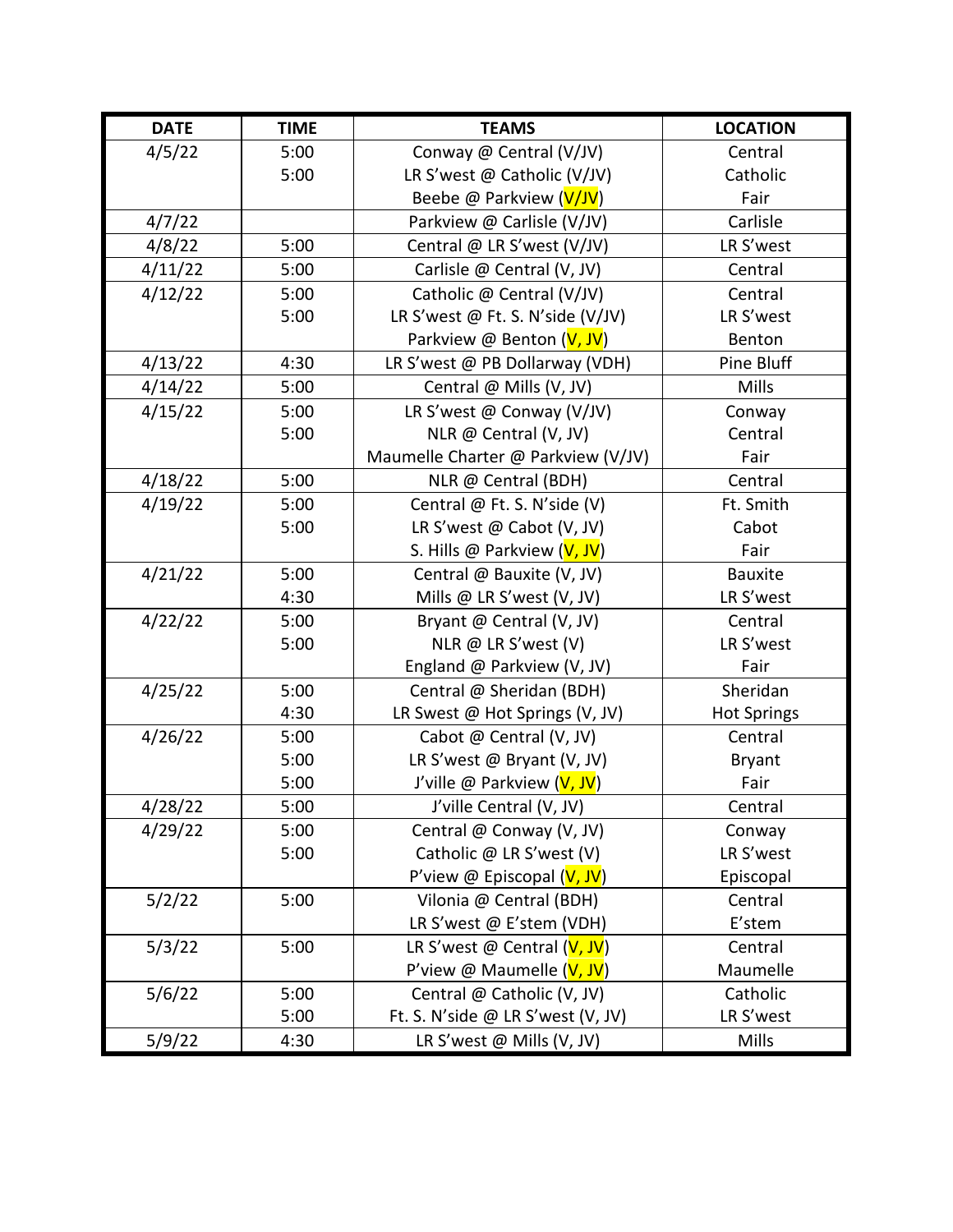| DATE | TIME | TEAMS | LOCATION |
|---|---|---|---|
| 4/5/22 | 5:00 | Conway @ Central (V/JV) | Central |
| | 5:00 | LR S'west @ Catholic (V/JV) | Catholic |
| | | Beebe @ Parkview (V/JV) | Fair |
| 4/7/22 | | Parkview @ Carlisle (V/JV) | Carlisle |
| 4/8/22 | 5:00 | Central @ LR S'west (V/JV) | LR S'west |
| 4/11/22 | 5:00 | Carlisle @ Central (V, JV) | Central |
| 4/12/22 | 5:00 | Catholic @ Central (V/JV) | Central |
| | 5:00 | LR S'west @ Ft. S. N'side (V/JV) | LR S'west |
| | | Parkview @ Benton (V, JV) | Benton |
| 4/13/22 | 4:30 | LR S'west @ PB Dollarway (VDH) | Pine Bluff |
| 4/14/22 | 5:00 | Central @ Mills (V, JV) | Mills |
| 4/15/22 | 5:00 | LR S'west @ Conway (V/JV) | Conway |
| | 5:00 | NLR @ Central (V, JV) | Central |
| | | Maumelle Charter @ Parkview (V/JV) | Fair |
| 4/18/22 | 5:00 | NLR @ Central (BDH) | Central |
| 4/19/22 | 5:00 | Central @ Ft. S. N'side (V) | Ft. Smith |
| | 5:00 | LR S'west @ Cabot (V, JV) | Cabot |
| | | S. Hills @ Parkview (V, JV) | Fair |
| 4/21/22 | 5:00 | Central @ Bauxite (V, JV) | Bauxite |
| | 4:30 | Mills @ LR S'west (V, JV) | LR S'west |
| 4/22/22 | 5:00 | Bryant @ Central (V, JV) | Central |
| | 5:00 | NLR @ LR S'west (V) | LR S'west |
| | | England @ Parkview (V, JV) | Fair |
| 4/25/22 | 5:00 | Central @ Sheridan (BDH) | Sheridan |
| | 4:30 | LR Swest @ Hot Springs (V, JV) | Hot Springs |
| 4/26/22 | 5:00 | Cabot @ Central (V, JV) | Central |
| | 5:00 | LR S'west @ Bryant (V, JV) | Bryant |
| | 5:00 | J'ville @ Parkview (V, JV) | Fair |
| 4/28/22 | 5:00 | J'ville Central (V, JV) | Central |
| 4/29/22 | 5:00 | Central @ Conway (V, JV) | Conway |
| | 5:00 | Catholic @ LR S'west (V) | LR S'west |
| | | P'view @ Episcopal (V, JV) | Episcopal |
| 5/2/22 | 5:00 | Vilonia @ Central (BDH) | Central |
| | | LR S'west @ E'stem (VDH) | E'stem |
| 5/3/22 | 5:00 | LR S'west @ Central (V, JV) | Central |
| | | P'view @ Maumelle (V, JV) | Maumelle |
| 5/6/22 | 5:00 | Central @ Catholic (V, JV) | Catholic |
| | 5:00 | Ft. S. N'side @ LR S'west (V, JV) | LR S'west |
| 5/9/22 | 4:30 | LR S'west @ Mills (V, JV) | Mills |